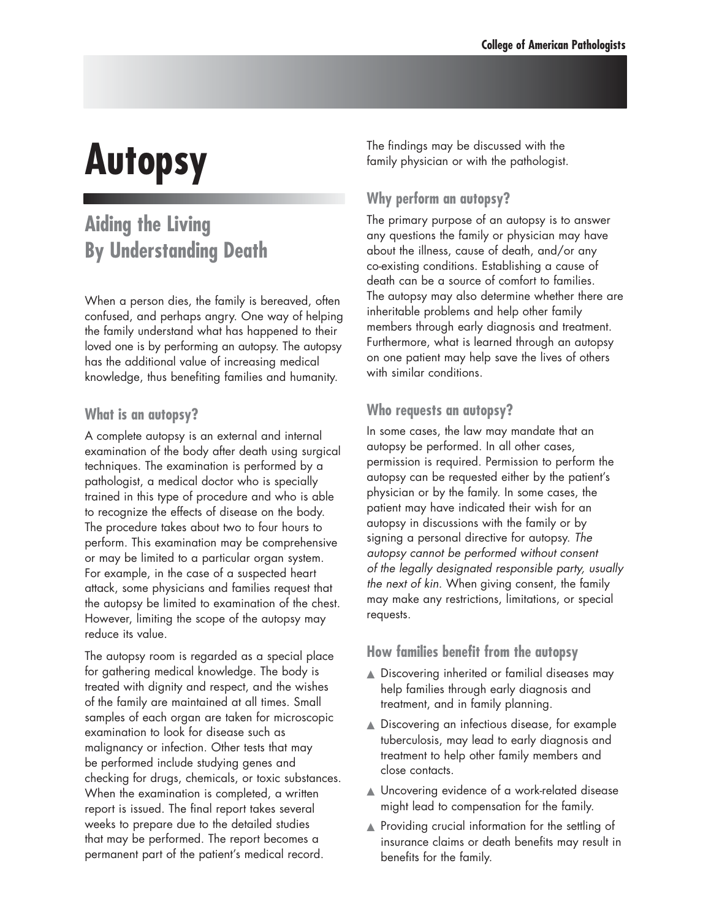# Autopsy

## Aiding the Living By Understanding Death

When a person dies, the family is bereaved, often confused, and perhaps angry. One way of helping the family understand what has happened to their loved one is by performing an autopsy. The autopsy has the additional value of increasing medical knowledge, thus benefiting families and humanity.

### What is an autopsy?

A complete autopsy is an external and internal examination of the body after death using surgical techniques. The examination is performed by a pathologist, a medical doctor who is specially trained in this type of procedure and who is able to recognize the effects of disease on the body. The procedure takes about two to four hours to perform. This examination may be comprehensive or may be limited to a particular organ system. For example, in the case of a suspected heart attack, some physicians and families request that the autopsy be limited to examination of the chest. However, limiting the scope of the autopsy may reduce its value.

The autopsy room is regarded as a special place for gathering medical knowledge. The body is treated with dignity and respect, and the wishes of the family are maintained at all times. Small samples of each organ are taken for microscopic examination to look for disease such as malignancy or infection. Other tests that may be performed include studying genes and checking for drugs, chemicals, or toxic substances. When the examination is completed, a written report is issued. The final report takes several weeks to prepare due to the detailed studies that may be performed. The report becomes a permanent part of the patient's medical record. The findings may be discussed with the family physician or with the pathologist.

### Why perform an autopsy?

The primary purpose of an autopsy is to answer any questions the family or physician may have about the illness, cause of death, and/or any co-existing conditions. Establishing a cause of death can be a source of comfort to families. The autopsy may also determine whether there are inheritable problems and help other family members through early diagnosis and treatment. Furthermore, what is learned through an autopsy on one patient may help save the lives of others with similar conditions.

### Who requests an autopsy?

In some cases, the law may mandate that an autopsy be performed. In all other cases, permission is required. Permission to perform the autopsy can be requested either by the patient's physician or by the family. In some cases, the patient may have indicated their wish for an autopsy in discussions with the family or by signing a personal directive for autopsy. *The autopsy cannot be performed without consent of the legally designated responsible party, usually the next of kin.* When giving consent, the family may make any restrictions, limitations, or special requests.

### How families benefit from the autopsy

- Discovering inherited or familial diseases may help families through early diagnosis and treatment, and in family planning.
- Discovering an infectious disease, for example tuberculosis, may lead to early diagnosis and treatment to help other family members and close contacts.
- Uncovering evidence of a work-related disease might lead to compensation for the family.
- Providing crucial information for the settling of insurance claims or death benefits may result in benefits for the family.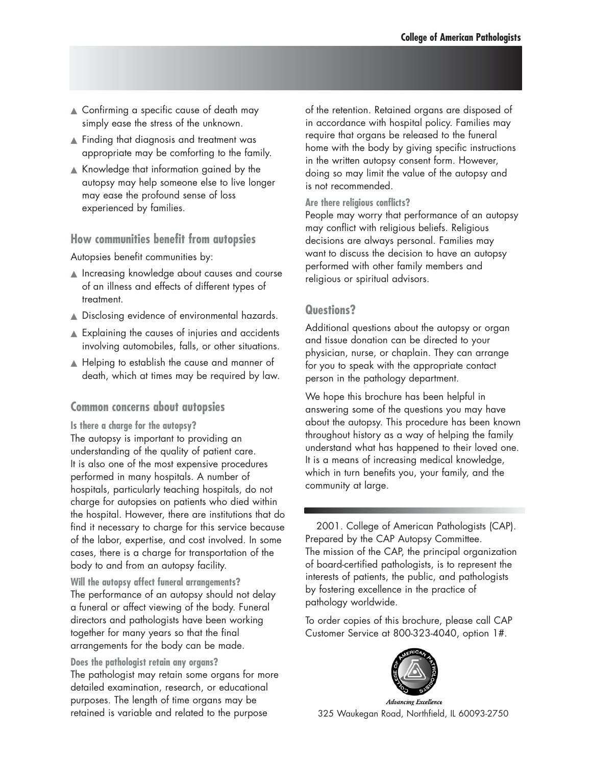- Confirming a specific cause of death may simply ease the stress of the unknown.
- Finding that diagnosis and treatment was appropriate may be comforting to the family.
- Knowledge that information gained by the autopsy may help someone else to live longer may ease the profound sense of loss experienced by families.

## How communities benefit from autopsies

Autopsies benefit communities by:

- Increasing knowledge about causes and course of an illness and effects of different types of treatment.
- Disclosing evidence of environmental hazards.
- Explaining the causes of injuries and accidents involving automobiles, falls, or other situations.
- Helping to establish the cause and manner of death, which at times may be required by law.

## Common concerns about autopsies

### Is there a charge for the autopsy?

The autopsy is important to providing an understanding of the quality of patient care. It is also one of the most expensive procedures performed in many hospitals. A number of hospitals, particularly teaching hospitals, do not charge for autopsies on patients who died within the hospital. However, there are institutions that do find it necessary to charge for this service because of the labor, expertise, and cost involved. In some cases, there is a charge for transportation of the body to and from an autopsy facility.

### Will the autopsy affect funeral arrangements?

The performance of an autopsy should not delay a funeral or affect viewing of the body. Funeral directors and pathologists have been working together for many years so that the final arrangements for the body can be made.

### Does the pathologist retain any organs?

The pathologist may retain some organs for more detailed examination, research, or educational purposes. The length of time organs may be retained is variable and related to the purpose of the retention. Retained organs are disposed of in accordance with hospital policy. Families may require that organs be released to the funeral home with the body by giving specific instructions in the written autopsy consent form. However, doing so may limit the value of the autopsy and is not recommended.

### Are there religious conflicts?

People may worry that performance of an autopsy may conflict with religious beliefs. Religious decisions are always personal. Families may want to discuss the decision to have an autopsy performed with other family members and religious or spiritual advisors.

## Questions?

Additional questions about the autopsy or organ and tissue donation can be directed to your physician, nurse, or chaplain. They can arrange for you to speak with the appropriate contact person in the pathology department.

We hope this brochure has been helpful in answering some of the questions you may have about the autopsy. This procedure has been known throughout history as a way of helping the family understand what has happened to their loved one. It is a means of increasing medical knowledge, which in turn benefits you, your family, and the community at large.

2001. College of American Pathologists (CAP). Prepared by the CAP Autopsy Committee. The mission of the CAP, the principal organization of board-certified pathologists, is to represent the interests of patients, the public, and pathologists by fostering excellence in the practice of pathology worldwide.

To order copies of this brochure, please call CAP Customer Service at 800-323-4040, option 1#.

*Advancing Excellence*

325 Waukegan Road, Northfield, IL 60093-2750